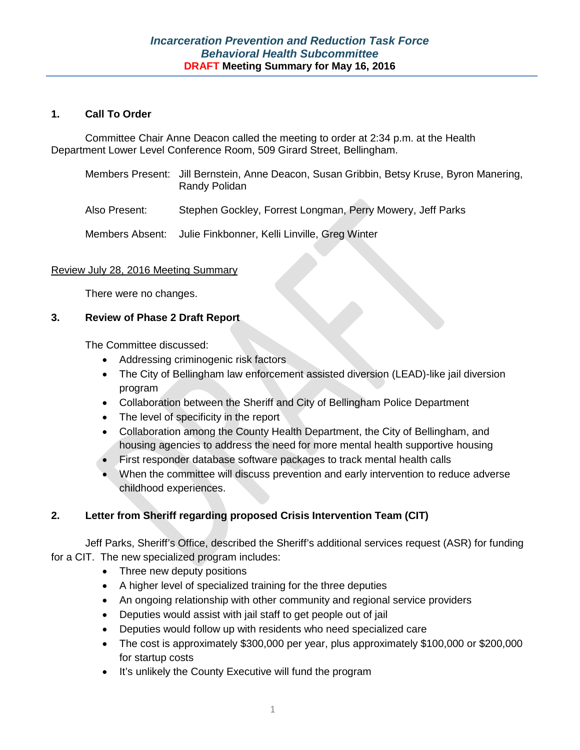### *Incarceration Prevention and Reduction Task Force*
### *Behavioral Health Subcommittee*
**DRAFT Meeting Summary for May 16, 2016**

**1. Call To Order**

Committee Chair Anne Deacon called the meeting to order at 2:34 p.m. at the Health Department Lower Level Conference Room, 509 Girard Street, Bellingham.

Members Present: Jill Bernstein, Anne Deacon, Susan Gribbin, Betsy Kruse, Byron Manering, Randy Polidan

Also Present: Stephen Gockley, Forrest Longman, Perry Mowery, Jeff Parks

Members Absent: Julie Finkbonner, Kelli Linville, Greg Winter

Review July 28, 2016 Meeting Summary

There were no changes.

**3. Review of Phase 2 Draft Report**

The Committee discussed:

- Addressing criminogenic risk factors
- The City of Bellingham law enforcement assisted diversion (LEAD)-like jail diversion program
- Collaboration between the Sheriff and City of Bellingham Police Department
- The level of specificity in the report
- Collaboration among the County Health Department, the City of Bellingham, and housing agencies to address the need for more mental health supportive housing
- First responder database software packages to track mental health calls
- When the committee will discuss prevention and early intervention to reduce adverse childhood experiences.

**2. Letter from Sheriff regarding proposed Crisis Intervention Team (CIT)**

Jeff Parks, Sheriff's Office, described the Sheriff's additional services request (ASR) for funding for a CIT. The new specialized program includes:

- Three new deputy positions
- A higher level of specialized training for the three deputies
- An ongoing relationship with other community and regional service providers
- Deputies would assist with jail staff to get people out of jail
- Deputies would follow up with residents who need specialized care
- The cost is approximately $300,000 per year, plus approximately $100,000 or $200,000 for startup costs
- It's unlikely the County Executive will fund the program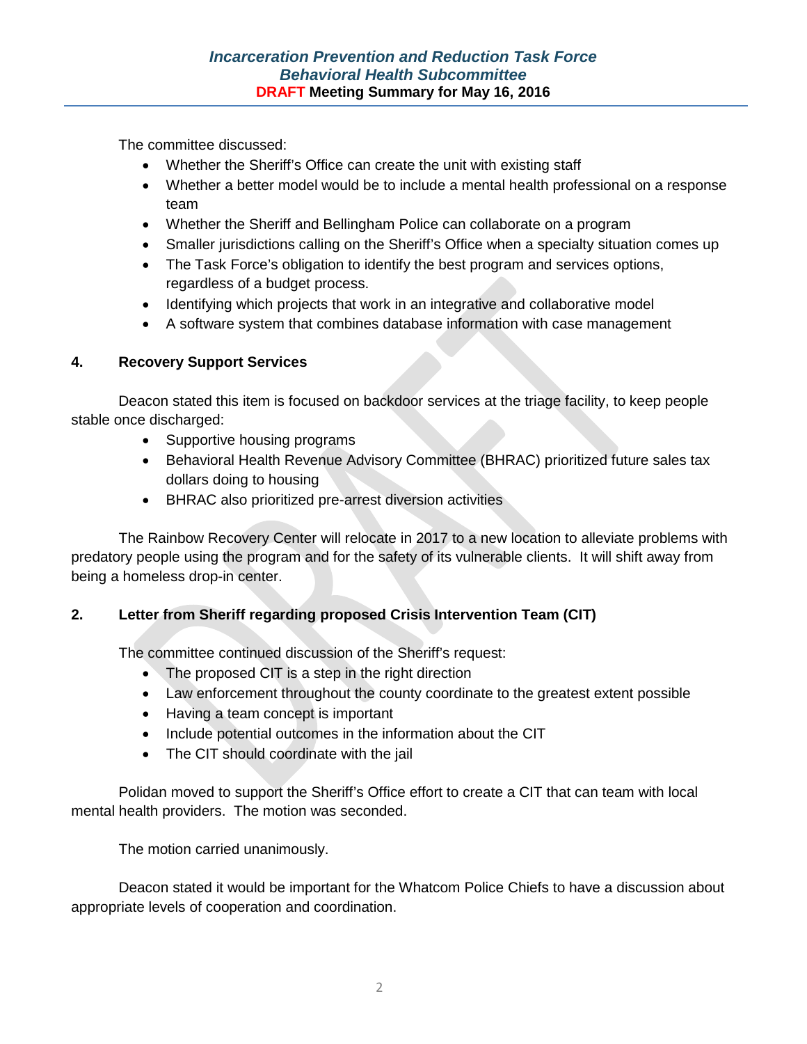The committee discussed:

- Whether the Sheriff's Office can create the unit with existing staff
- Whether a better model would be to include a mental health professional on a response team
- Whether the Sheriff and Bellingham Police can collaborate on a program
- Smaller jurisdictions calling on the Sheriff's Office when a specialty situation comes up
- The Task Force's obligation to identify the best program and services options, regardless of a budget process.
- Identifying which projects that work in an integrative and collaborative model
- A software system that combines database information with case management

## 4. Recovery Support Services

Deacon stated this item is focused on backdoor services at the triage facility, to keep people stable once discharged:

- Supportive housing programs
- Behavioral Health Revenue Advisory Committee (BHRAC) prioritized future sales tax dollars doing to housing
- BHRAC also prioritized pre-arrest diversion activities

The Rainbow Recovery Center will relocate in 2017 to a new location to alleviate problems with predatory people using the program and for the safety of its vulnerable clients. It will shift away from being a homeless drop-in center.

## 2. Letter from Sheriff regarding proposed Crisis Intervention Team (CIT)

The committee continued discussion of the Sheriff's request:

- The proposed CIT is a step in the right direction
- Law enforcement throughout the county coordinate to the greatest extent possible
- Having a team concept is important
- Include potential outcomes in the information about the CIT
- The CIT should coordinate with the jail

Polidan moved to support the Sheriff's Office effort to create a CIT that can team with local mental health providers. The motion was seconded.

The motion carried unanimously.

Deacon stated it would be important for the Whatcom Police Chiefs to have a discussion about appropriate levels of cooperation and coordination.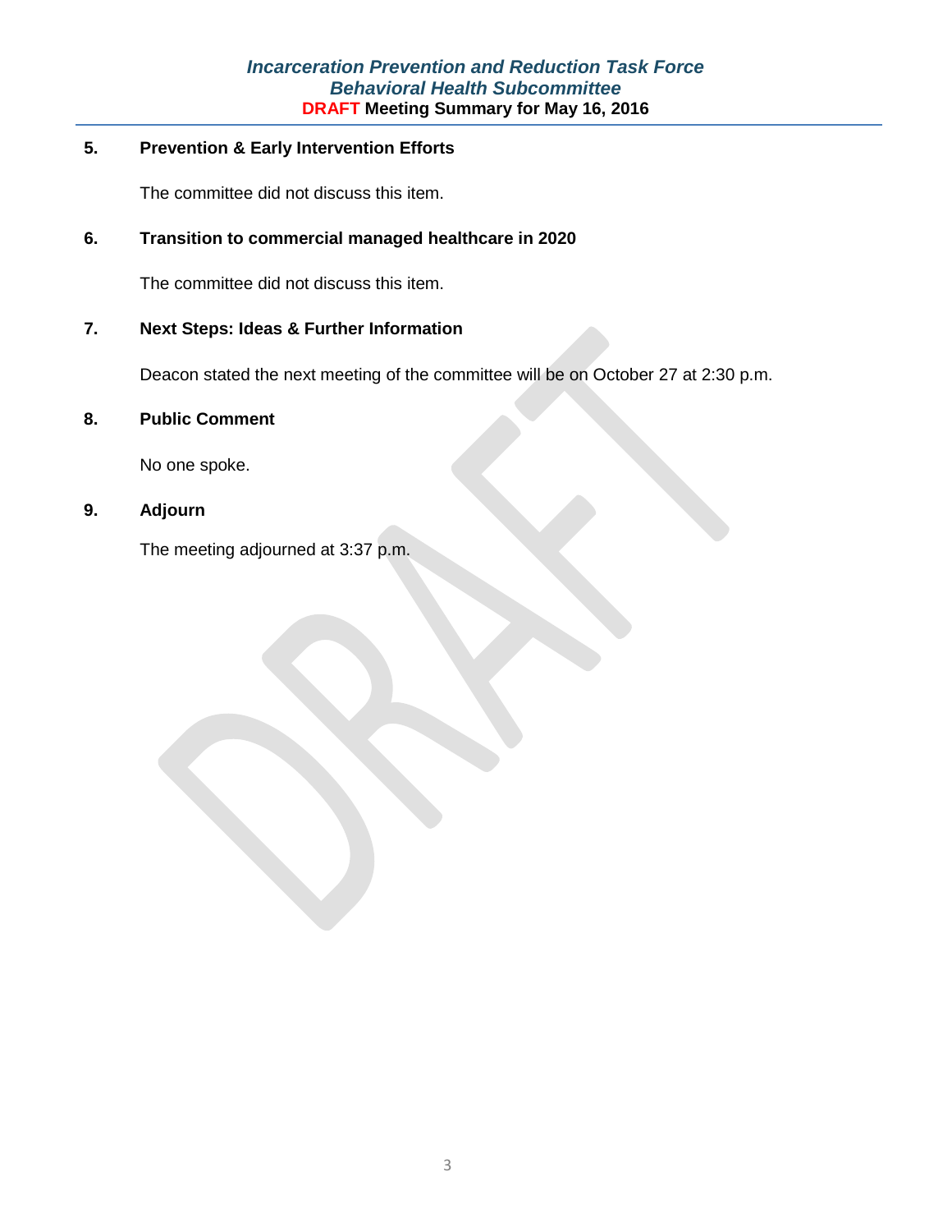**5. Prevention & Early Intervention Efforts**

The committee did not discuss this item.

**6. Transition to commercial managed healthcare in 2020**

The committee did not discuss this item.

**7. Next Steps: Ideas & Further Information**

Deacon stated the next meeting of the committee will be on October 27 at 2:30 p.m.

**8. Public Comment**

No one spoke.

**9. Adjourn**

The meeting adjourned at 3:37 p.m.